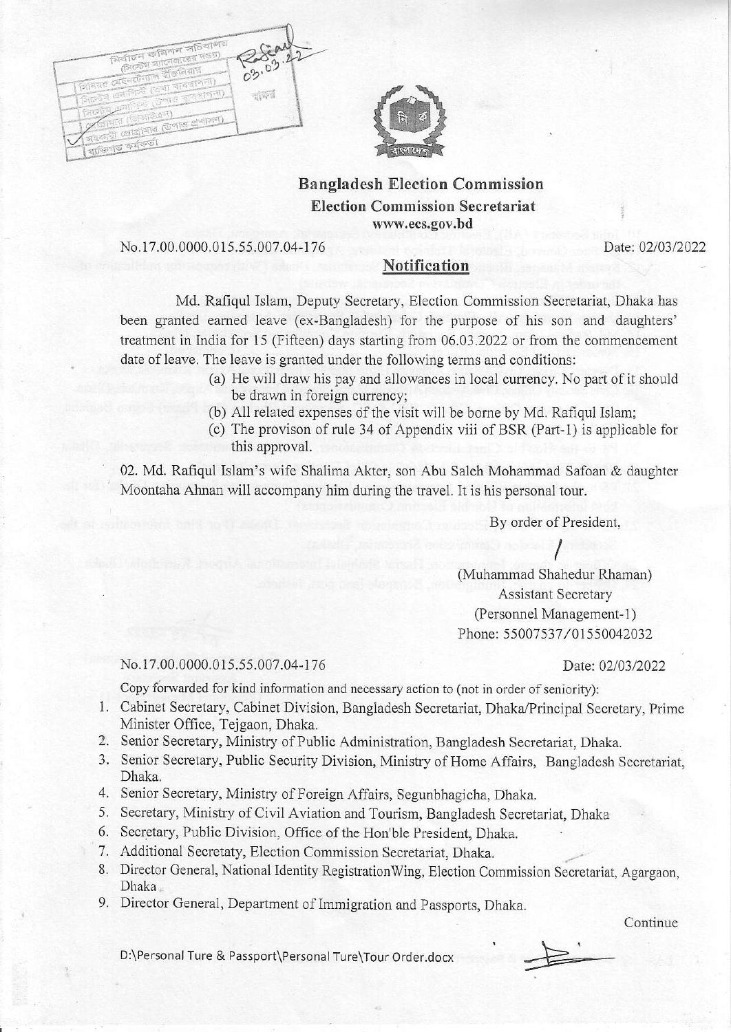নির্বাচন কমিশন সচিবালয়
(সিস্টেম ম্যানেজারের দপ্তর)
সিনিয়র মেইনটেন্যান্স ইঞ্জিনিয়ার
সিনিয়র প্রোগ্রামার (তথ্য ব্যবস্থাপনা)
সিস্টেম এনালিস্ট (উপাত্ত ব্যবস্থাপনা)
প্রোগ্রামার (মিডিয়া)
সহকারী প্রোগ্রামার (উপাত্ত প্রশাসন)
ব্যক্তিগত কর্মকর্তা

Rafiqul 03.03.22

বাংলাদেশ

# Bangladesh Election Commission

## Election Commission Secretariat

www.ecs.gov.bd

No.17.00.0000.015.55.007.04-176 Date: 02/03/2022

## Notification

Md. Rafiqul Islam, Deputy Secretary, Election Commission Secretariat, Dhaka has been granted earned leave (ex-Bangladesh) for the purpose of his son and daughters' treatment in India for 15 (Fifteen) days starting from 06.03.2022 or from the commencement date of leave. The leave is granted under the following terms and conditions:

(a) He will draw his pay and allowances in local currency. No part of it should be drawn in foreign currency;

(b) All related expenses of the visit will be borne by Md. Rafiqul Islam;

(c) The provison of rule 34 of Appendix viii of BSR (Part-1) is applicable for this approval.

02. Md. Rafiqul Islam's wife Shalima Akter, son Abu Saleh Mohammad Safoan & daughter Moontaha Ahnan will accompany him during the travel. It is his personal tour.

By order of President,

(Muhammad Shahedur Rhaman)
Assistant Secretary
(Personnel Management-1)
Phone: 55007537/01550042032

No.17.00.0000.015.55.007.04-176 Date: 02/03/2022

Copy forwarded for kind information and necessary action to (not in order of seniority):

1. Cabinet Secretary, Cabinet Division, Bangladesh Secretariat, Dhaka/Principal Secretary, Prime Minister Office, Tejgaon, Dhaka.
2. Senior Secretary, Ministry of Public Administration, Bangladesh Secretariat, Dhaka.
3. Senior Secretary, Public Security Division, Ministry of Home Affairs, Bangladesh Secretariat, Dhaka.
4. Senior Secretary, Ministry of Foreign Affairs, Segunbhagicha, Dhaka.
5. Secretary, Ministry of Civil Aviation and Tourism, Bangladesh Secretariat, Dhaka
6. Secretary, Public Division, Office of the Hon'ble President, Dhaka.
7. Additional Secretaty, Election Commission Secretariat, Dhaka.
8. Director General, National Identity RegistrationWing, Election Commission Secretariat, Agargaon, Dhaka.
9. Director General, Department of Immigration and Passports, Dhaka.

Continue

D:\Personal Ture & Passport\Personal Ture\Tour Order.docx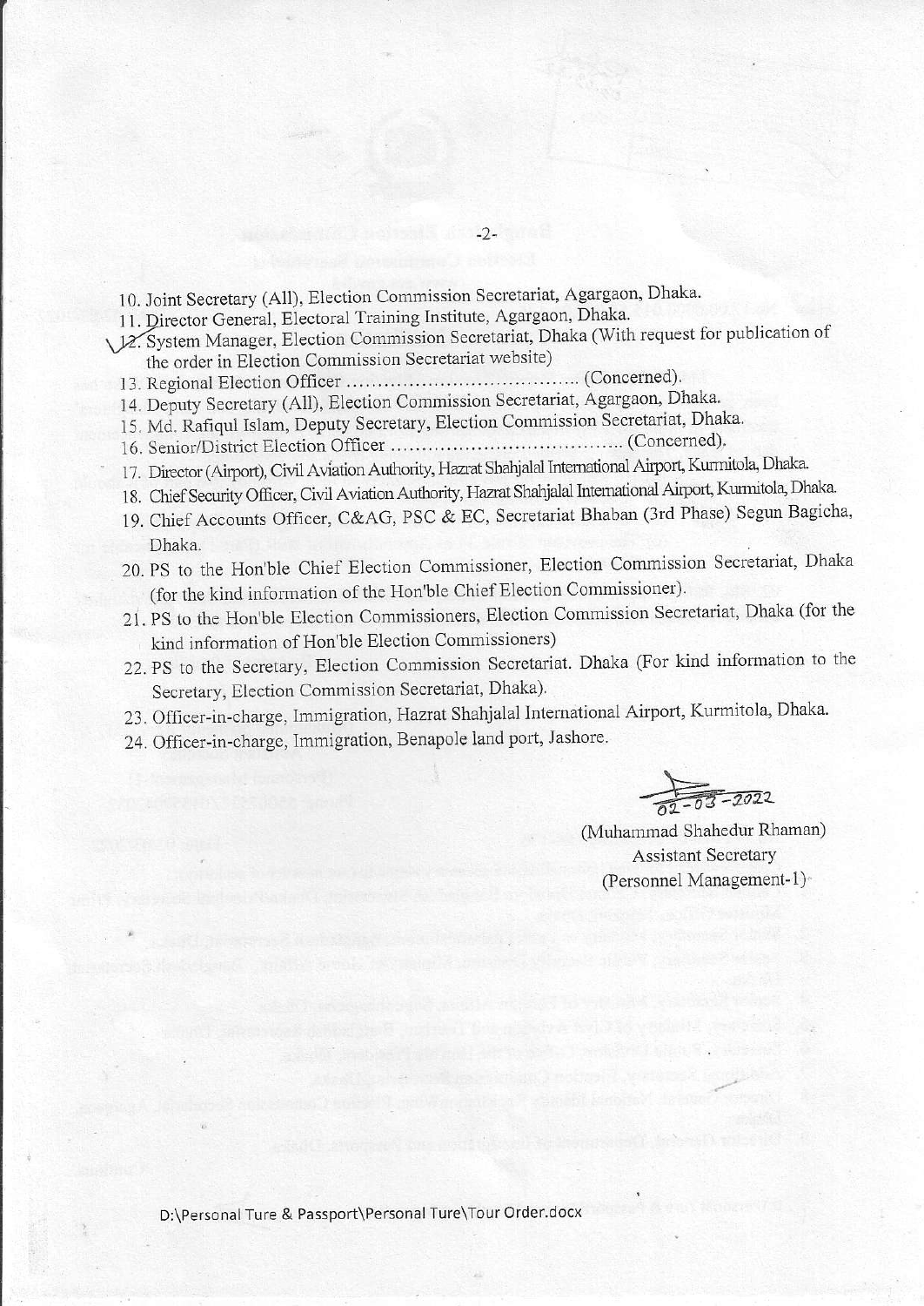10. Joint Secretary (All), Election Commission Secretariat, Agargaon, Dhaka.
11. Director General, Electoral Training Institute, Agargaon, Dhaka.
12. System Manager, Election Commission Secretariat, Dhaka (With request for publication of the order in Election Commission Secretariat website)
13. Regional Election Officer ..................................... (Concerned).
14. Deputy Secretary (All), Election Commission Secretariat, Agargaon, Dhaka.
15. Md. Rafiqul Islam, Deputy Secretary, Election Commission Secretariat, Dhaka.
16. Senior/District Election Officer ..................................... (Concerned).
17. Director (Airport), Civil Aviation Authority, Hazrat Shahjalal International Airport, Kurmitola, Dhaka.
18. Chief Security Officer, Civil Aviation Authority, Hazrat Shahjalal International Airport, Kurmitola, Dhaka.
19. Chief Accounts Officer, C&AG, PSC & EC, Secretariat Bhaban (3rd Phase) Segun Bagicha, Dhaka.
20. PS to the Hon'ble Chief Election Commissioner, Election Commission Secretariat, Dhaka (for the kind information of the Hon'ble Chief Election Commissioner).
21. PS to the Hon'ble Election Commissioners, Election Commission Secretariat, Dhaka (for the kind information of Hon'ble Election Commissioners)
22. PS to the Secretary, Election Commission Secretariat. Dhaka (For kind information to the Secretary, Election Commission Secretariat, Dhaka).
23. Officer-in-charge, Immigration, Hazrat Shahjalal International Airport, Kurmitola, Dhaka.
24. Officer-in-charge, Immigration, Benapole land port, Jashore.

02-03-2022

(Muhammad Shahedur Rhaman)
Assistant Secretary
(Personnel Management-1)

D:\Personal Ture & Passport\Personal Ture\Tour Order.docx